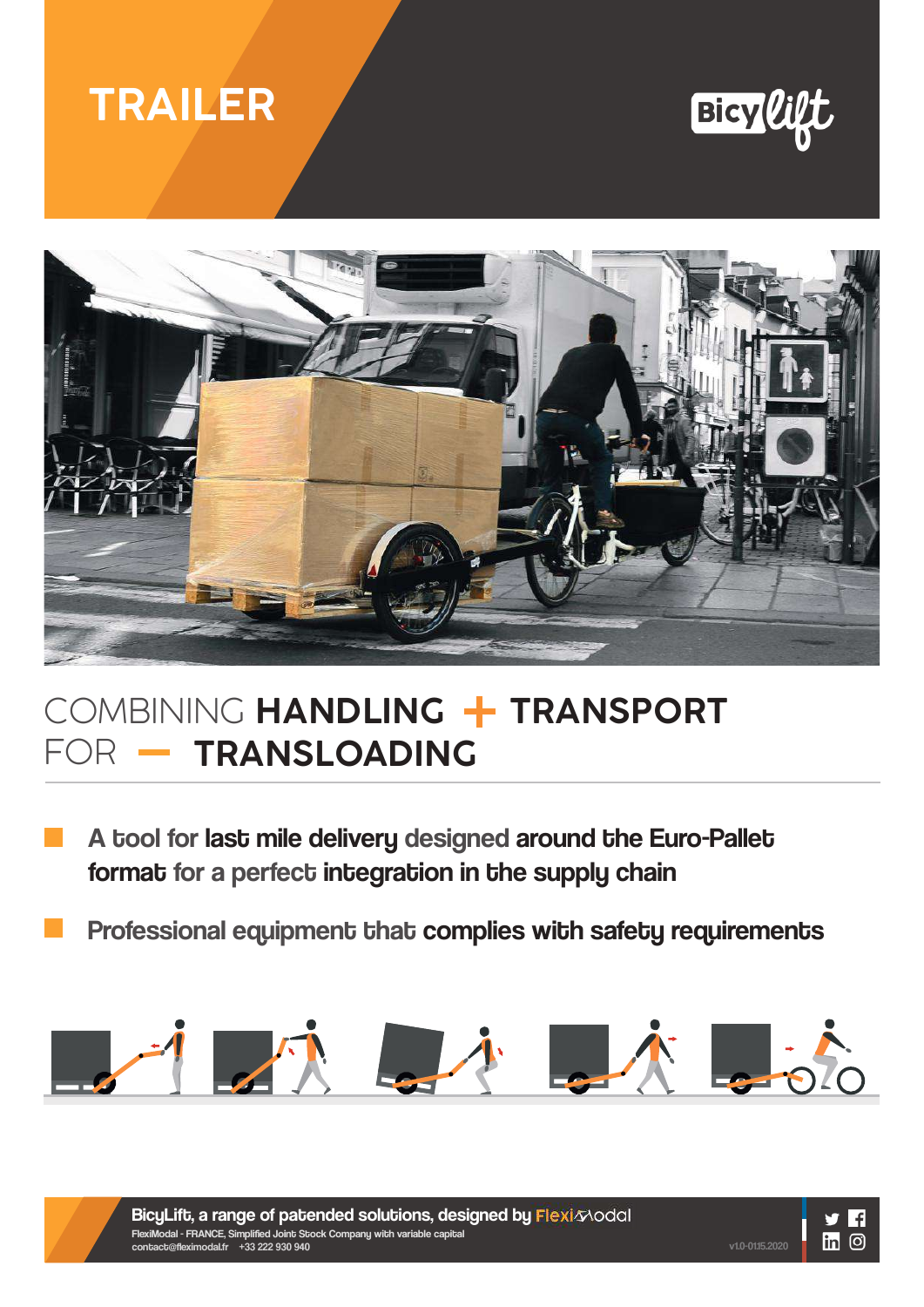# TRAILER

BicyLift

## COMBINING **HANDLING** + **TRANSPORT** FOR — **TRANSLOADING**

- A tool for **last mile delivery** designed **around the Euro-Pallet format** for a perfect **integration in the supply chain**
- Professional equipment that **complies with safety requirements**

**BicyLift, a range of patended solutions, designed by FlexiModal**
FlexiModal - FRANCE, Simplified Joint Stock Company with variable capital
contact@fleximodal.fr +33 222 930 940

v1.0-01.15.2020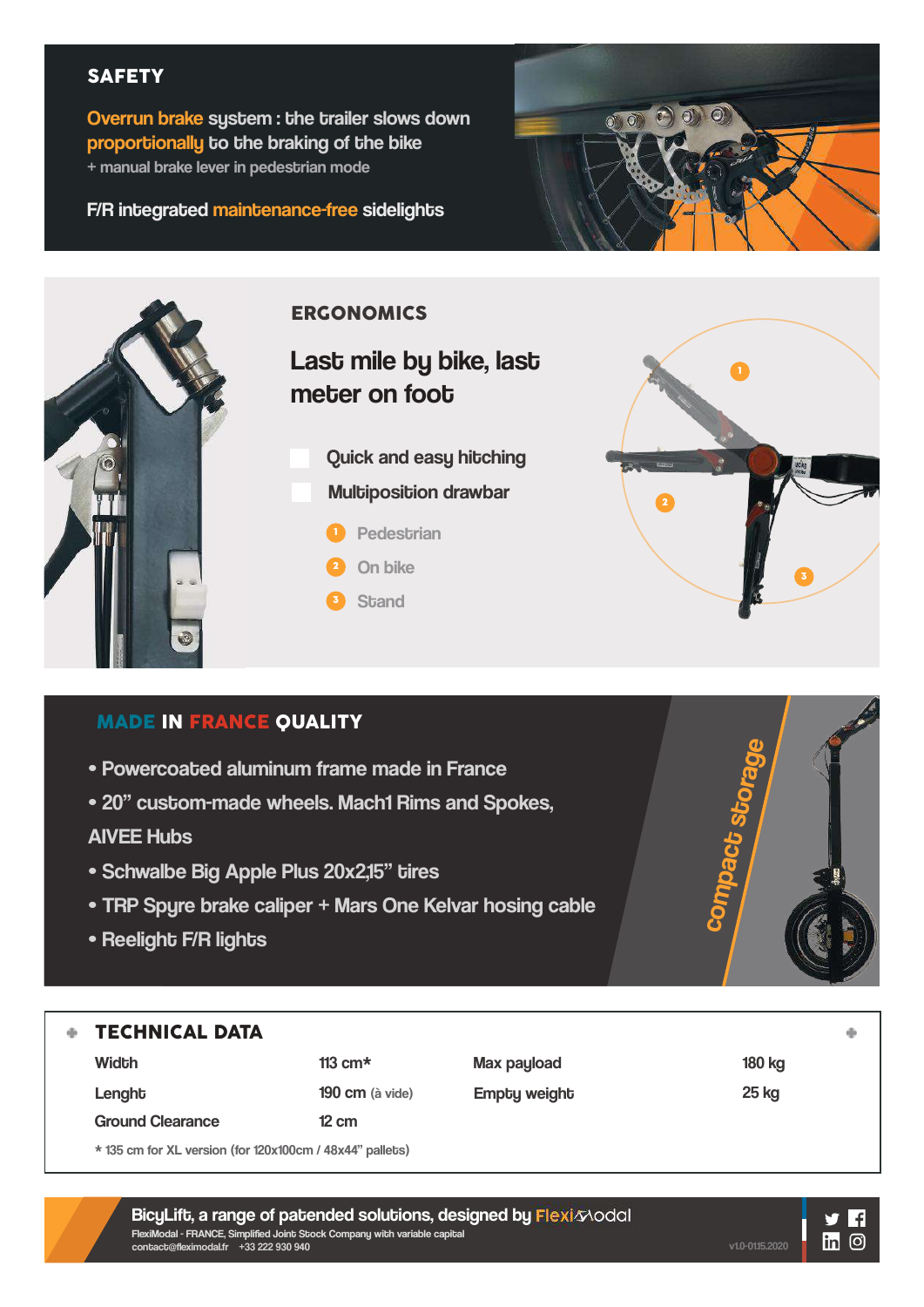## SAFETY

**Overrun brake system : the trailer slows down proportionally to the braking of the bike**

+ manual brake lever in pedestrian mode

F/R integrated maintenance-free sidelights

## ERGONOMICS

### Last mile by bike, last meter on foot

- Quick and easy hitching
- Multiposition drawbar
  1. Pedestrian
  2. On bike
  3. Stand

## MADE IN FRANCE QUALITY

- Powercoated aluminum frame made in France
- 20" custom-made wheels. Mach1 Rims and Spokes, AIVEE Hubs
- Schwalbe Big Apple Plus 20x2,15" tires
- TRP Spyre brake caliper + Mars One Kelvar hosing cable
- Reelight F/R lights

compact storage

## TECHNICAL DATA

| | | | |
|---|---|---|---|
| Width | 113 cm* | Max payload | 180 kg |
| Lenght | 190 cm (à vide) | Empty weight | 25 kg |
| Ground Clearance | 12 cm | | |

\* 135 cm for XL version (for 120x100cm / 48x44" pallets)

**BicyLift, a range of patended solutions, designed by FlexiModal**

FlexiModal - FRANCE, Simplified Joint Stock Company with variable capital

contact@fleximodal.fr +33 222 930 940

v1.0-01.15.2020